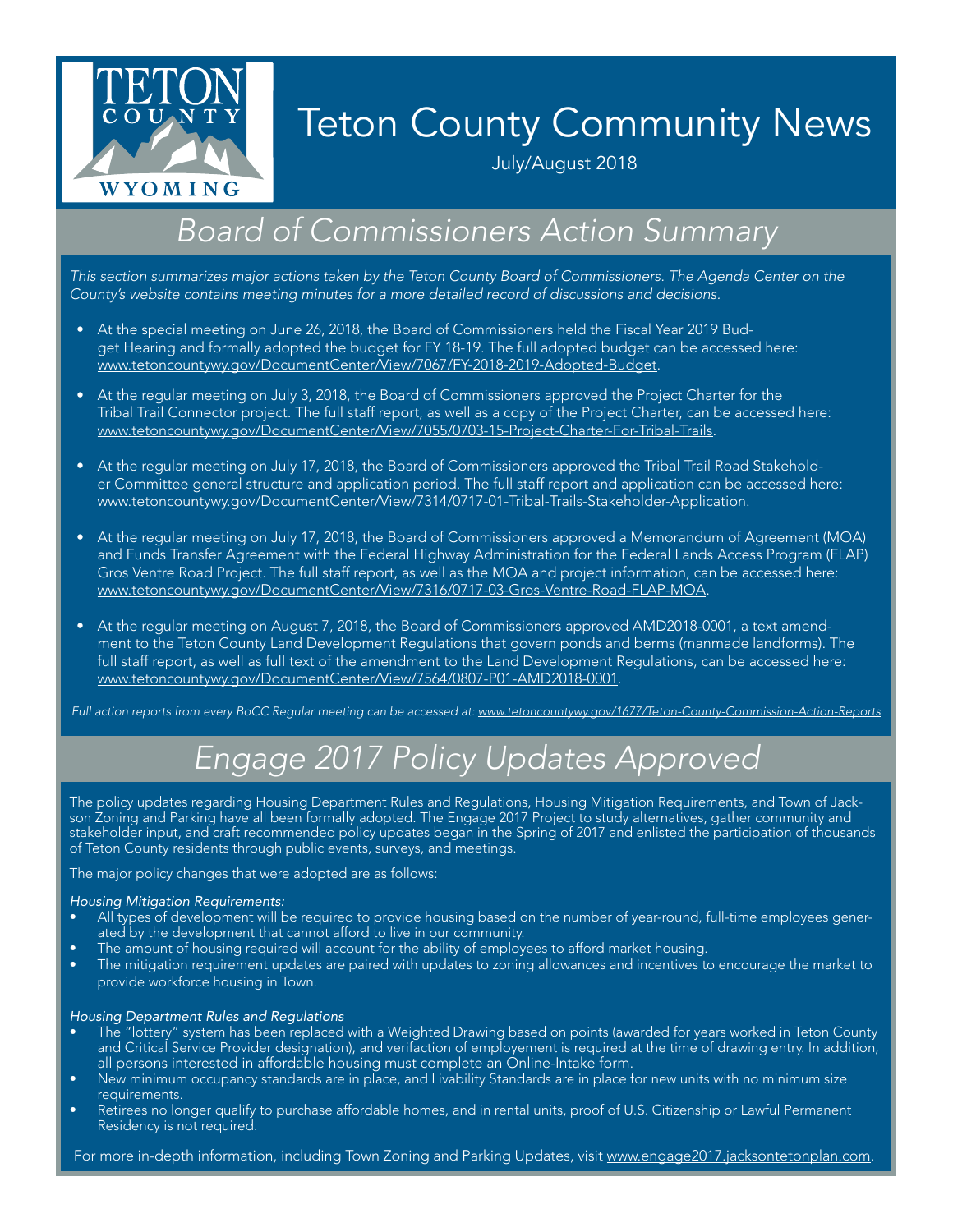# Teton County Community News

July/August 2018

## Board of Commissioners Action Summary

*This section summarizes major actions taken by the Teton County Board of Commissioners. The Agenda Center on the County's website contains meeting minutes for a more detailed record of discussions and decisions.*

- At the special meeting on June 26, 2018, the Board of Commissioners held the Fiscal Year 2019 Budget Hearing and formally adopted the budget for FY 18-19. The full adopted budget can be accessed here: www.tetoncountywy.gov/DocumentCenter/View/7067/FY-2018-2019-Adopted-Budget.
- At the regular meeting on July 3, 2018, the Board of Commissioners approved the Project Charter for the Tribal Trail Connector project. The full staff report, as well as a copy of the Project Charter, can be accessed here: www.tetoncountywy.gov/DocumentCenter/View/7055/0703-15-Project-Charter-For-Tribal-Trails.
- At the regular meeting on July 17, 2018, the Board of Commissioners approved the Tribal Trail Road Stakeholder Committee general structure and application period. The full staff report and application can be accessed here: www.tetoncountywy.gov/DocumentCenter/View/7314/0717-01-Tribal-Trails-Stakeholder-Application.
- At the regular meeting on July 17, 2018, the Board of Commissioners approved a Memorandum of Agreement (MOA) and Funds Transfer Agreement with the Federal Highway Administration for the Federal Lands Access Program (FLAP) Gros Ventre Road Project. The full staff report, as well as the MOA and project information, can be accessed here: www.tetoncountywy.gov/DocumentCenter/View/7316/0717-03-Gros-Ventre-Road-FLAP-MOA.
- At the regular meeting on August 7, 2018, the Board of Commissioners approved AMD2018-0001, a text amendment to the Teton County Land Development Regulations that govern ponds and berms (manmade landforms). The full staff report, as well as full text of the amendment to the Land Development Regulations, can be accessed here: www.tetoncountywy.gov/DocumentCenter/View/7564/0807-P01-AMD2018-0001.

*Full action reports from every BoCC Regular meeting can be accessed at: www.tetoncountywy.gov/1677/Teton-County-Commission-Action-Reports*

## Engage 2017 Policy Updates Approved

The policy updates regarding Housing Department Rules and Regulations, Housing Mitigation Requirements, and Town of Jackson Zoning and Parking have all been formally adopted. The Engage 2017 Project to study alternatives, gather community and stakeholder input, and craft recommended policy updates began in the Spring of 2017 and enlisted the participation of thousands of Teton County residents through public events, surveys, and meetings.

The major policy changes that were adopted are as follows:

*Housing Mitigation Requirements:*

- All types of development will be required to provide housing based on the number of year-round, full-time employees generated by the development that cannot afford to live in our community.
- The amount of housing required will account for the ability of employees to afford market housing.
- The mitigation requirement updates are paired with updates to zoning allowances and incentives to encourage the market to provide workforce housing in Town.

*Housing Department Rules and Regulations*

- The "lottery" system has been replaced with a Weighted Drawing based on points (awarded for years worked in Teton County and Critical Service Provider designation), and verifaction of employement is required at the time of drawing entry. In addition, all persons interested in affordable housing must complete an Online-Intake form.
- New minimum occupancy standards are in place, and Livability Standards are in place for new units with no minimum size requirements.
- Retirees no longer qualify to purchase affordable homes, and in rental units, proof of U.S. Citizenship or Lawful Permanent Residency is not required.

For more in-depth information, including Town Zoning and Parking Updates, visit www.engage2017.jacksontetonplan.com.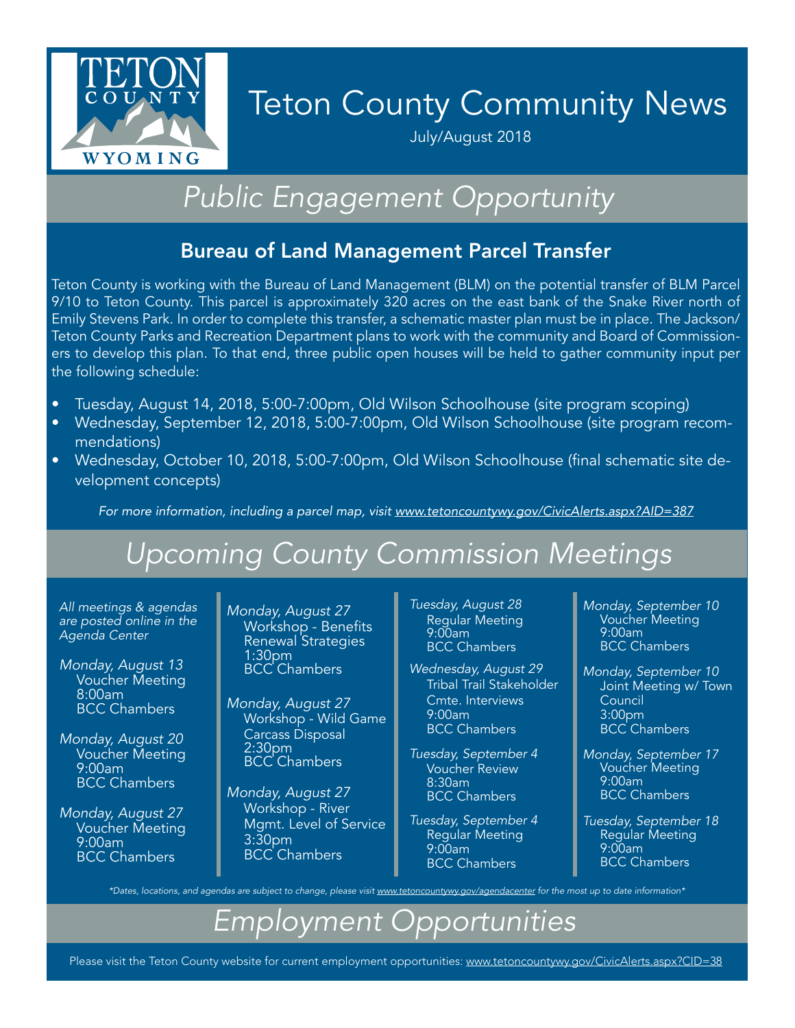# Teton County Community News

July/August 2018

## *Public Engagement Opportunity*

### Bureau of Land Management Parcel Transfer

Teton County is working with the Bureau of Land Management (BLM) on the potential transfer of BLM Parcel 9/10 to Teton County. This parcel is approximately 320 acres on the east bank of the Snake River north of Emily Stevens Park. In order to complete this transfer, a schematic master plan must be in place. The Jackson/Teton County Parks and Recreation Department plans to work with the community and Board of Commissioners to develop this plan. To that end, three public open houses will be held to gather community input per the following schedule:

- Tuesday, August 14, 2018, 5:00-7:00pm, Old Wilson Schoolhouse (site program scoping)
- Wednesday, September 12, 2018, 5:00-7:00pm, Old Wilson Schoolhouse (site program recommendations)
- Wednesday, October 10, 2018, 5:00-7:00pm, Old Wilson Schoolhouse (final schematic site development concepts)

*For more information, including a parcel map, visit www.tetoncountywy.gov/CivicAlerts.aspx?AID=387*

## *Upcoming County Commission Meetings*

*All meetings & agendas are posted online in the Agenda Center*

*Monday, August 13*
Voucher Meeting
8:00am
BCC Chambers

*Monday, August 20*
Voucher Meeting
9:00am
BCC Chambers

*Monday, August 27*
Voucher Meeting
9:00am
BCC Chambers

*Monday, August 27*
Workshop - Benefits Renewal Strategies
1:30pm
BCC Chambers

*Monday, August 27*
Workshop - Wild Game Carcass Disposal
2:30pm
BCC Chambers

*Monday, August 27*
Workshop - River Mgmt. Level of Service
3:30pm
BCC Chambers

*Tuesday, August 28*
Regular Meeting
9:00am
BCC Chambers

*Wednesday, August 29*
Tribal Trail Stakeholder Cmte. Interviews
9:00am
BCC Chambers

*Tuesday, September 4*
Voucher Review
8:30am
BCC Chambers

*Tuesday, September 4*
Regular Meeting
9:00am
BCC Chambers

*Monday, September 10*
Voucher Meeting
9:00am
BCC Chambers

*Monday, September 10*
Joint Meeting w/ Town Council
3:00pm
BCC Chambers

*Monday, September 17*
Voucher Meeting
9:00am
BCC Chambers

*Tuesday, September 18*
Regular Meeting
9:00am
BCC Chambers

*\*Dates, locations, and agendas are subject to change, please visit www.tetoncountywy.gov/agendacenter for the most up to date information\**

## *Employment Opportunities*

Please visit the Teton County website for current employment opportunities: www.tetoncountywy.gov/CivicAlerts.aspx?CID=38